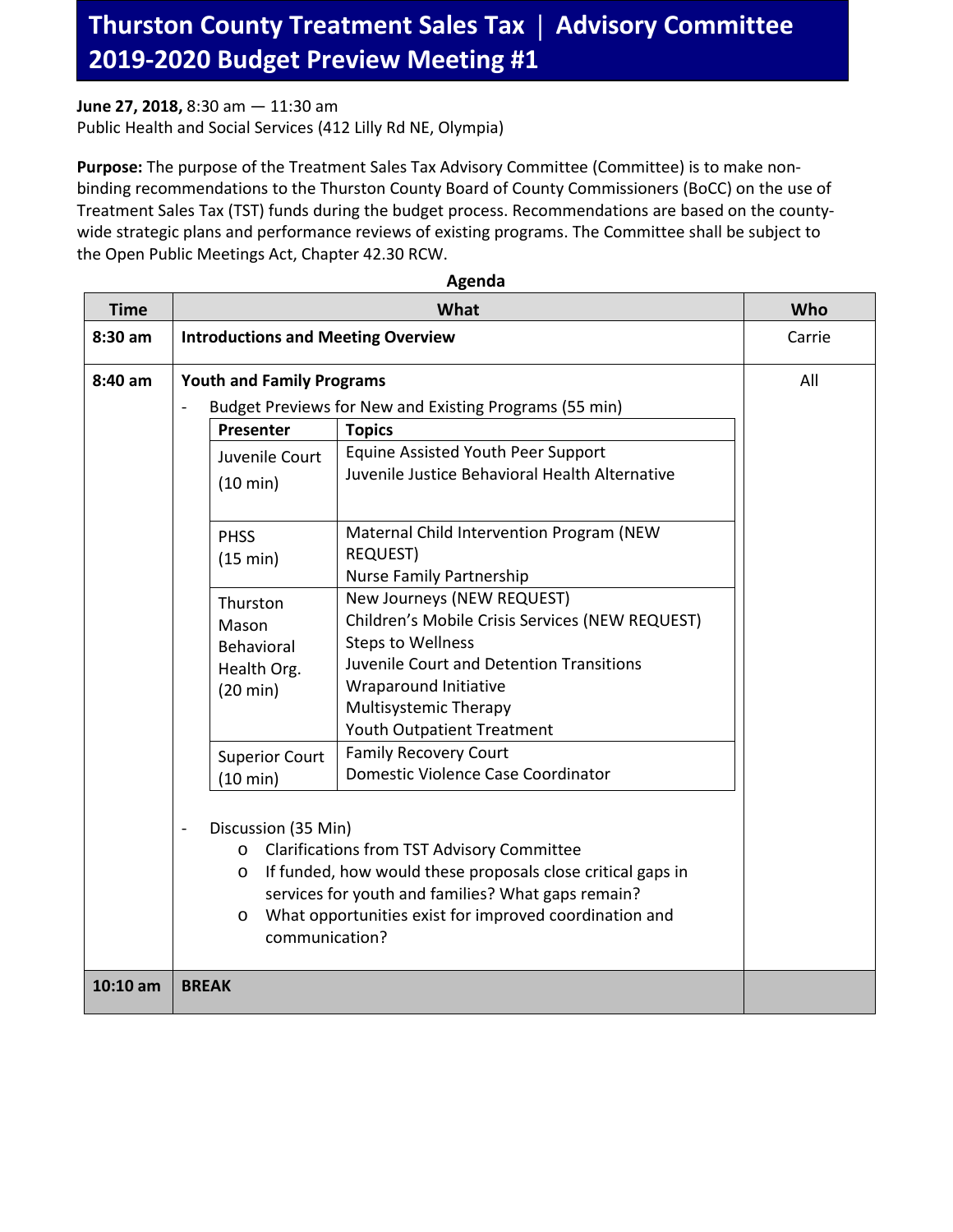# Thurston County Treatment Sales Tax | Advisory Committee 2019-2020 Budget Preview Meeting #1

**June 27, 2018,** 8:30 am — 11:30 am
Public Health and Social Services (412 Lilly Rd NE, Olympia)

**Purpose:** The purpose of the Treatment Sales Tax Advisory Committee (Committee) is to make non-binding recommendations to the Thurston County Board of County Commissioners (BoCC) on the use of Treatment Sales Tax (TST) funds during the budget process. Recommendations are based on the county-wide strategic plans and performance reviews of existing programs. The Committee shall be subject to the Open Public Meetings Act, Chapter 42.30 RCW.

**Agenda**

| Time | What | Who |
|---|---|---|
| **8:30 am** | **Introductions and Meeting Overview** | Carrie |
| **8:40 am** | **Youth and Family Programs**<br>- Budget Previews for New and Existing Programs (55 min)<br><br>**Presenter: Juvenile Court (10 min)** — Topics: Equine Assisted Youth Peer Support; Juvenile Justice Behavioral Health Alternative<br>**Presenter: PHSS (15 min)** — Topics: Maternal Child Intervention Program (NEW REQUEST); Nurse Family Partnership<br>**Presenter: Thurston Mason Behavioral Health Org. (20 min)** — Topics: New Journeys (NEW REQUEST); Children's Mobile Crisis Services (NEW REQUEST); Steps to Wellness; Juvenile Court and Detention Transitions; Wraparound Initiative; Multisystemic Therapy; Youth Outpatient Treatment<br>**Presenter: Superior Court (10 min)** — Topics: Family Recovery Court; Domestic Violence Case Coordinator<br><br>- Discussion (35 Min)<br>o Clarifications from TST Advisory Committee<br>o If funded, how would these proposals close critical gaps in services for youth and families? What gaps remain?<br>o What opportunities exist for improved coordination and communication? | All |
| **10:10 am** | **BREAK** | |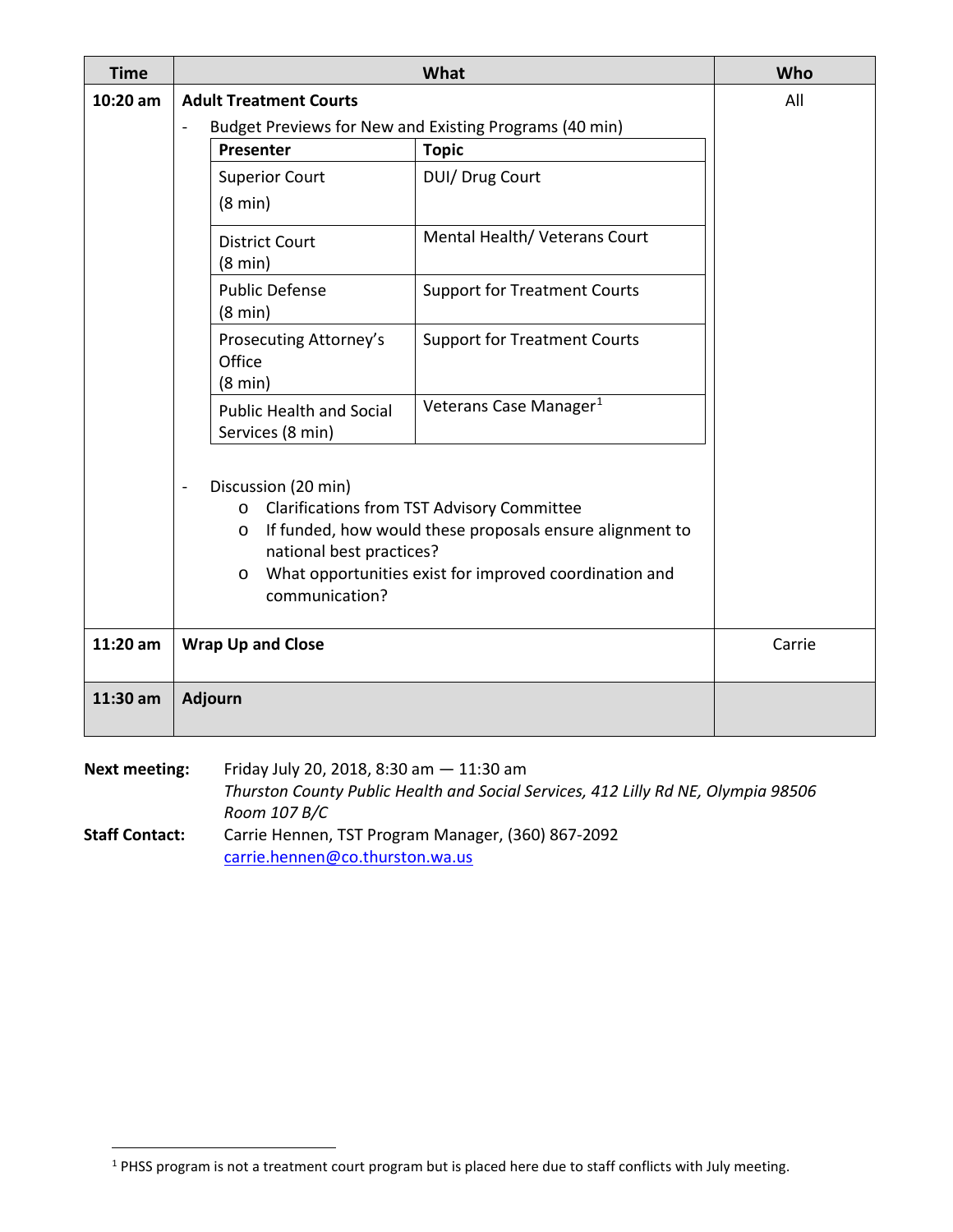| Time | What | Who |
|---|---|---|
| 10:20 am | **Adult Treatment Courts**<br>- Budget Previews for New and Existing Programs (40 min)<br><br>**Presenter** / **Topic**<br>Superior Court (8 min) / DUI/ Drug Court<br>District Court (8 min) / Mental Health/ Veterans Court<br>Public Defense (8 min) / Support for Treatment Courts<br>Prosecuting Attorney's Office (8 min) / Support for Treatment Courts<br>Public Health and Social Services (8 min) / Veterans Case Manager[1]<br><br>- Discussion (20 min)<br>o Clarifications from TST Advisory Committee<br>o If funded, how would these proposals ensure alignment to national best practices?<br>o What opportunities exist for improved coordination and communication? | All |
| 11:20 am | **Wrap Up and Close** | Carrie |
| 11:30 am | **Adjourn** | |

**Next meeting:** Friday July 20, 2018, 8:30 am — 11:30 am
*Thurston County Public Health and Social Services, 412 Lilly Rd NE, Olympia 98506*
*Room 107 B/C*

**Staff Contact:** Carrie Hennen, TST Program Manager, (360) 867-2092
carrie.hennen@co.thurston.wa.us

[1] PHSS program is not a treatment court program but is placed here due to staff conflicts with July meeting.